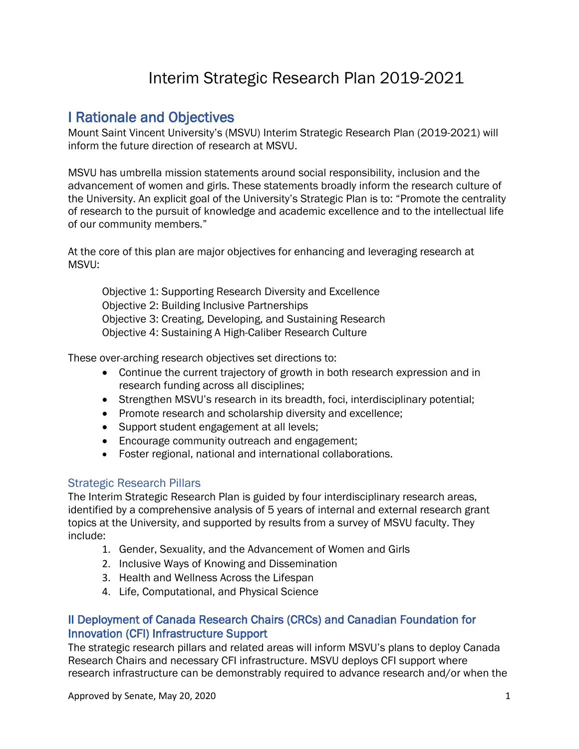# Interim Strategic Research Plan 2019-2021

## I Rationale and Objectives

Mount Saint Vincent University's (MSVU) Interim Strategic Research Plan (2019-2021) will inform the future direction of research at MSVU.

MSVU has umbrella mission statements around social responsibility, inclusion and the advancement of women and girls. These statements broadly inform the research culture of the University. An explicit goal of the University's Strategic Plan is to: "Promote the centrality of research to the pursuit of knowledge and academic excellence and to the intellectual life of our community members."

At the core of this plan are major objectives for enhancing and leveraging research at MSVU:

Objective 1: Supporting Research Diversity and Excellence
Objective 2: Building Inclusive Partnerships
Objective 3: Creating, Developing, and Sustaining Research
Objective 4: Sustaining A High-Caliber Research Culture

These over-arching research objectives set directions to:

- Continue the current trajectory of growth in both research expression and in research funding across all disciplines;
- Strengthen MSVU's research in its breadth, foci, interdisciplinary potential;
- Promote research and scholarship diversity and excellence;
- Support student engagement at all levels;
- Encourage community outreach and engagement;
- Foster regional, national and international collaborations.

### Strategic Research Pillars

The Interim Strategic Research Plan is guided by four interdisciplinary research areas, identified by a comprehensive analysis of 5 years of internal and external research grant topics at the University, and supported by results from a survey of MSVU faculty. They include:

1. Gender, Sexuality, and the Advancement of Women and Girls
2. Inclusive Ways of Knowing and Dissemination
3. Health and Wellness Across the Lifespan
4. Life, Computational, and Physical Science

## II Deployment of Canada Research Chairs (CRCs) and Canadian Foundation for Innovation (CFI) Infrastructure Support

The strategic research pillars and related areas will inform MSVU's plans to deploy Canada Research Chairs and necessary CFI infrastructure. MSVU deploys CFI support where research infrastructure can be demonstrably required to advance research and/or when the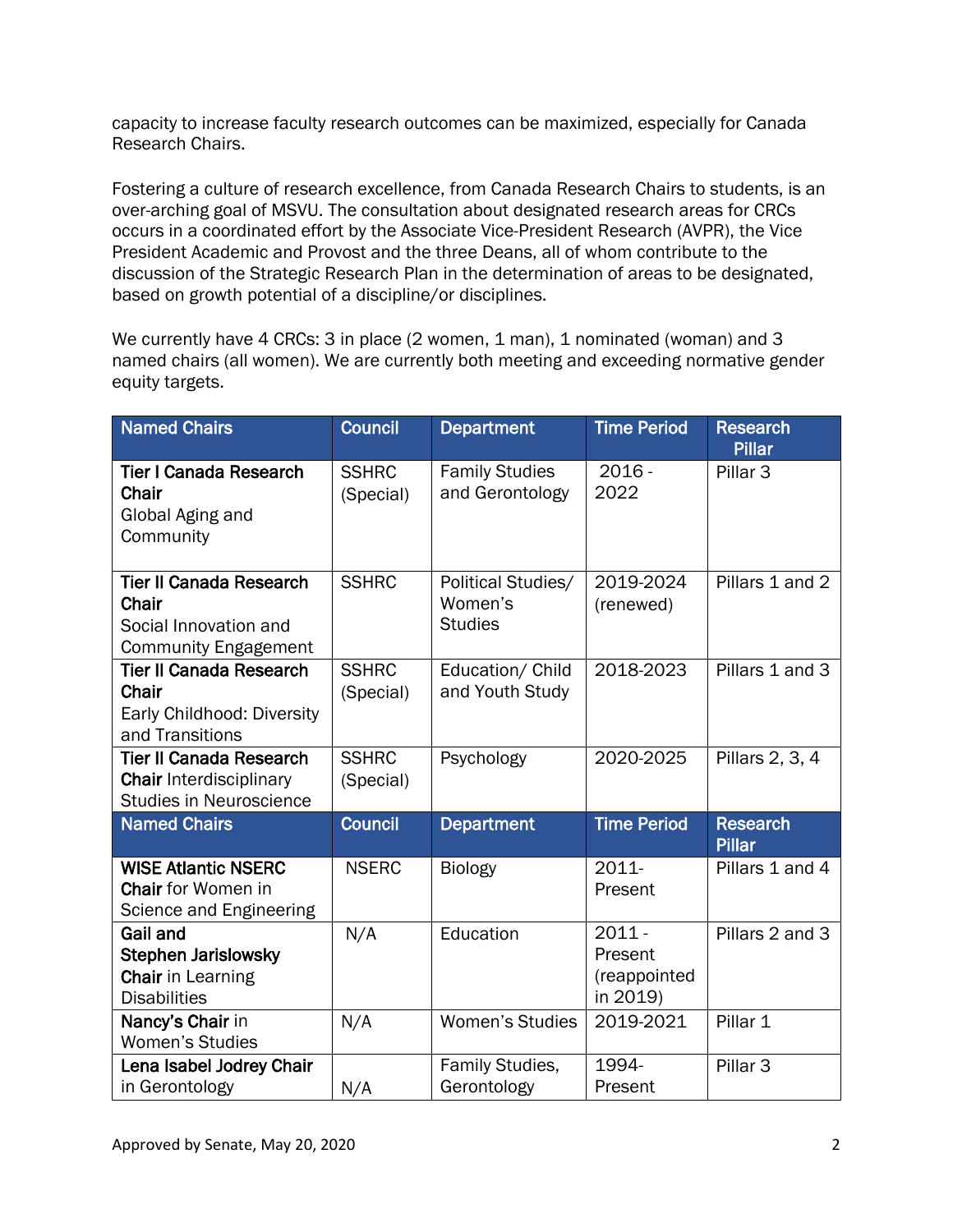capacity to increase faculty research outcomes can be maximized, especially for Canada Research Chairs.

Fostering a culture of research excellence, from Canada Research Chairs to students, is an over-arching goal of MSVU. The consultation about designated research areas for CRCs occurs in a coordinated effort by the Associate Vice-President Research (AVPR), the Vice President Academic and Provost and the three Deans, all of whom contribute to the discussion of the Strategic Research Plan in the determination of areas to be designated, based on growth potential of a discipline/or disciplines.

We currently have 4 CRCs: 3 in place (2 women, 1 man), 1 nominated (woman) and 3 named chairs (all women). We are currently both meeting and exceeding normative gender equity targets.

| Named Chairs | Council | Department | Time Period | Research Pillar |
|---|---|---|---|---|
| **Tier I Canada Research Chair** Global Aging and Community | SSHRC (Special) | Family Studies and Gerontology | 2016 - 2022 | Pillar 3 |
| **Tier II Canada Research Chair** Social Innovation and Community Engagement | SSHRC | Political Studies/ Women's Studies | 2019-2024 (renewed) | Pillars 1 and 2 |
| **Tier II Canada Research Chair** Early Childhood: Diversity and Transitions | SSHRC (Special) | Education/ Child and Youth Study | 2018-2023 | Pillars 1 and 3 |
| **Tier II Canada Research Chair** Interdisciplinary Studies in Neuroscience | SSHRC (Special) | Psychology | 2020-2025 | Pillars 2, 3, 4 |
| **Named Chairs** | **Council** | **Department** | **Time Period** | **Research Pillar** |
| **WISE Atlantic NSERC Chair** for Women in Science and Engineering | NSERC | Biology | 2011-Present | Pillars 1 and 4 |
| **Gail and Stephen Jarislowsky Chair** in Learning Disabilities | N/A | Education | 2011 - Present (reappointed in 2019) | Pillars 2 and 3 |
| **Nancy's Chair** in Women's Studies | N/A | Women's Studies | 2019-2021 | Pillar 1 |
| **Lena Isabel Jodrey Chair** in Gerontology | N/A | Family Studies, Gerontology | 1994-Present | Pillar 3 |

Approved by Senate, May 20, 2020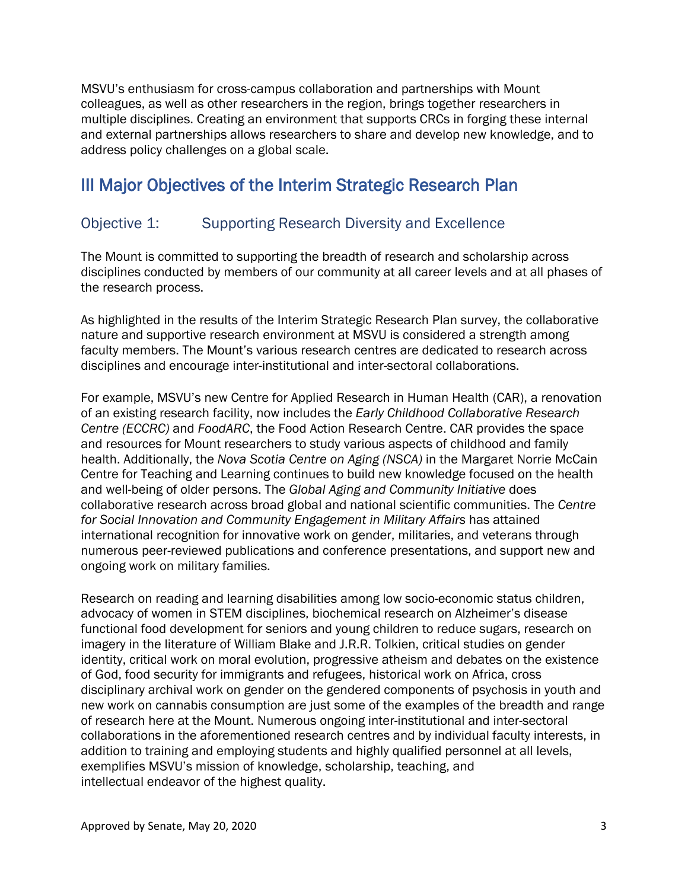MSVU's enthusiasm for cross-campus collaboration and partnerships with Mount colleagues, as well as other researchers in the region, brings together researchers in multiple disciplines. Creating an environment that supports CRCs in forging these internal and external partnerships allows researchers to share and develop new knowledge, and to address policy challenges on a global scale.

## III Major Objectives of the Interim Strategic Research Plan

### Objective 1: Supporting Research Diversity and Excellence

The Mount is committed to supporting the breadth of research and scholarship across disciplines conducted by members of our community at all career levels and at all phases of the research process.

As highlighted in the results of the Interim Strategic Research Plan survey, the collaborative nature and supportive research environment at MSVU is considered a strength among faculty members. The Mount's various research centres are dedicated to research across disciplines and encourage inter-institutional and inter-sectoral collaborations.

For example, MSVU's new Centre for Applied Research in Human Health (CAR), a renovation of an existing research facility, now includes the *Early Childhood Collaborative Research Centre (ECCRC)* and *FoodARC*, the Food Action Research Centre. CAR provides the space and resources for Mount researchers to study various aspects of childhood and family health. Additionally, the *Nova Scotia Centre on Aging (NSCA)* in the Margaret Norrie McCain Centre for Teaching and Learning continues to build new knowledge focused on the health and well-being of older persons. The *Global Aging and Community Initiative* does collaborative research across broad global and national scientific communities. The *Centre for Social Innovation and Community Engagement in Military Affairs* has attained international recognition for innovative work on gender, militaries, and veterans through numerous peer-reviewed publications and conference presentations, and support new and ongoing work on military families.

Research on reading and learning disabilities among low socio-economic status children, advocacy of women in STEM disciplines, biochemical research on Alzheimer's disease functional food development for seniors and young children to reduce sugars, research on imagery in the literature of William Blake and J.R.R. Tolkien, critical studies on gender identity, critical work on moral evolution, progressive atheism and debates on the existence of God, food security for immigrants and refugees, historical work on Africa, cross disciplinary archival work on gender on the gendered components of psychosis in youth and new work on cannabis consumption are just some of the examples of the breadth and range of research here at the Mount. Numerous ongoing inter-institutional and inter-sectoral collaborations in the aforementioned research centres and by individual faculty interests, in addition to training and employing students and highly qualified personnel at all levels, exemplifies MSVU's mission of knowledge, scholarship, teaching, and intellectual endeavor of the highest quality.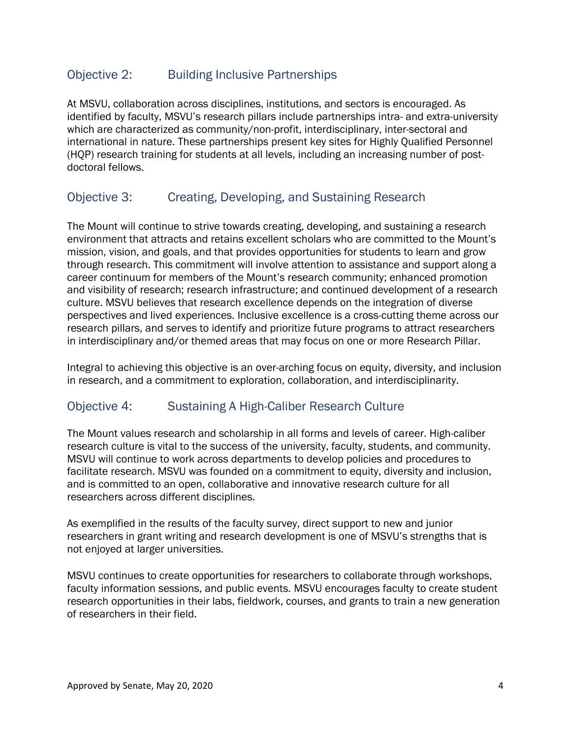## Objective 2: Building Inclusive Partnerships

At MSVU, collaboration across disciplines, institutions, and sectors is encouraged. As identified by faculty, MSVU's research pillars include partnerships intra- and extra-university which are characterized as community/non-profit, interdisciplinary, inter-sectoral and international in nature. These partnerships present key sites for Highly Qualified Personnel (HQP) research training for students at all levels, including an increasing number of post-doctoral fellows.

## Objective 3: Creating, Developing, and Sustaining Research

The Mount will continue to strive towards creating, developing, and sustaining a research environment that attracts and retains excellent scholars who are committed to the Mount's mission, vision, and goals, and that provides opportunities for students to learn and grow through research. This commitment will involve attention to assistance and support along a career continuum for members of the Mount's research community; enhanced promotion and visibility of research; research infrastructure; and continued development of a research culture. MSVU believes that research excellence depends on the integration of diverse perspectives and lived experiences. Inclusive excellence is a cross-cutting theme across our research pillars, and serves to identify and prioritize future programs to attract researchers in interdisciplinary and/or themed areas that may focus on one or more Research Pillar.

Integral to achieving this objective is an over-arching focus on equity, diversity, and inclusion in research, and a commitment to exploration, collaboration, and interdisciplinarity.

## Objective 4: Sustaining A High-Caliber Research Culture

The Mount values research and scholarship in all forms and levels of career. High-caliber research culture is vital to the success of the university, faculty, students, and community. MSVU will continue to work across departments to develop policies and procedures to facilitate research. MSVU was founded on a commitment to equity, diversity and inclusion, and is committed to an open, collaborative and innovative research culture for all researchers across different disciplines.

As exemplified in the results of the faculty survey, direct support to new and junior researchers in grant writing and research development is one of MSVU's strengths that is not enjoyed at larger universities.

MSVU continues to create opportunities for researchers to collaborate through workshops, faculty information sessions, and public events. MSVU encourages faculty to create student research opportunities in their labs, fieldwork, courses, and grants to train a new generation of researchers in their field.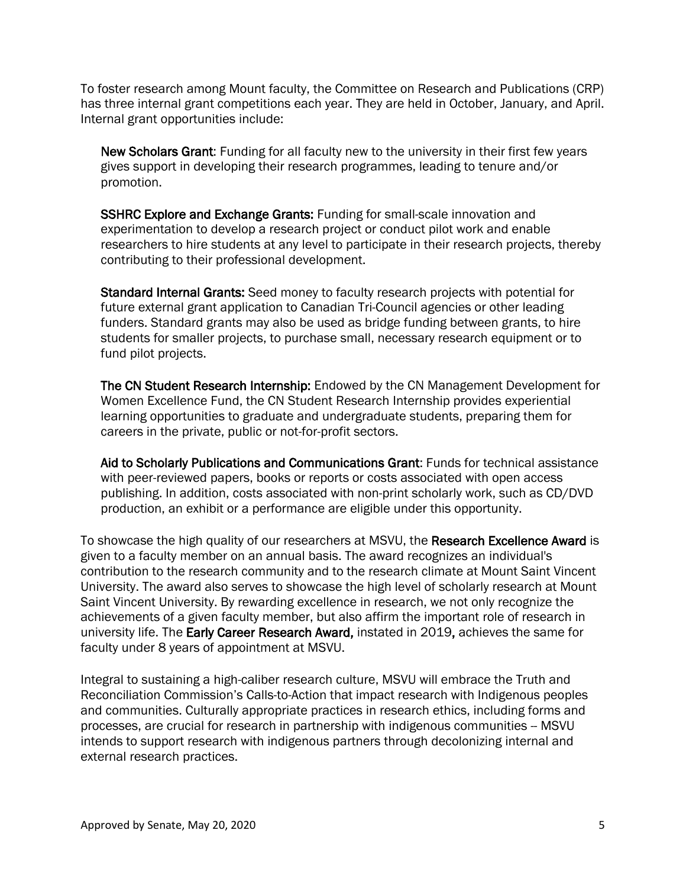To foster research among Mount faculty, the Committee on Research and Publications (CRP) has three internal grant competitions each year. They are held in October, January, and April. Internal grant opportunities include:

**New Scholars Grant**: Funding for all faculty new to the university in their first few years gives support in developing their research programmes, leading to tenure and/or promotion.

**SSHRC Explore and Exchange Grants:** Funding for small-scale innovation and experimentation to develop a research project or conduct pilot work and enable researchers to hire students at any level to participate in their research projects, thereby contributing to their professional development.

**Standard Internal Grants:** Seed money to faculty research projects with potential for future external grant application to Canadian Tri-Council agencies or other leading funders. Standard grants may also be used as bridge funding between grants, to hire students for smaller projects, to purchase small, necessary research equipment or to fund pilot projects.

**The CN Student Research Internship:** Endowed by the CN Management Development for Women Excellence Fund, the CN Student Research Internship provides experiential learning opportunities to graduate and undergraduate students, preparing them for careers in the private, public or not-for-profit sectors.

**Aid to Scholarly Publications and Communications Grant**: Funds for technical assistance with peer-reviewed papers, books or reports or costs associated with open access publishing. In addition, costs associated with non-print scholarly work, such as CD/DVD production, an exhibit or a performance are eligible under this opportunity.

To showcase the high quality of our researchers at MSVU, the **Research Excellence Award** is given to a faculty member on an annual basis. The award recognizes an individual's contribution to the research community and to the research climate at Mount Saint Vincent University. The award also serves to showcase the high level of scholarly research at Mount Saint Vincent University. By rewarding excellence in research, we not only recognize the achievements of a given faculty member, but also affirm the important role of research in university life. The **Early Career Research Award,** instated in 2019**,** achieves the same for faculty under 8 years of appointment at MSVU.

Integral to sustaining a high-caliber research culture, MSVU will embrace the Truth and Reconciliation Commission's Calls-to-Action that impact research with Indigenous peoples and communities. Culturally appropriate practices in research ethics, including forms and processes, are crucial for research in partnership with indigenous communities -- MSVU intends to support research with indigenous partners through decolonizing internal and external research practices.

Approved by Senate, May 20, 2020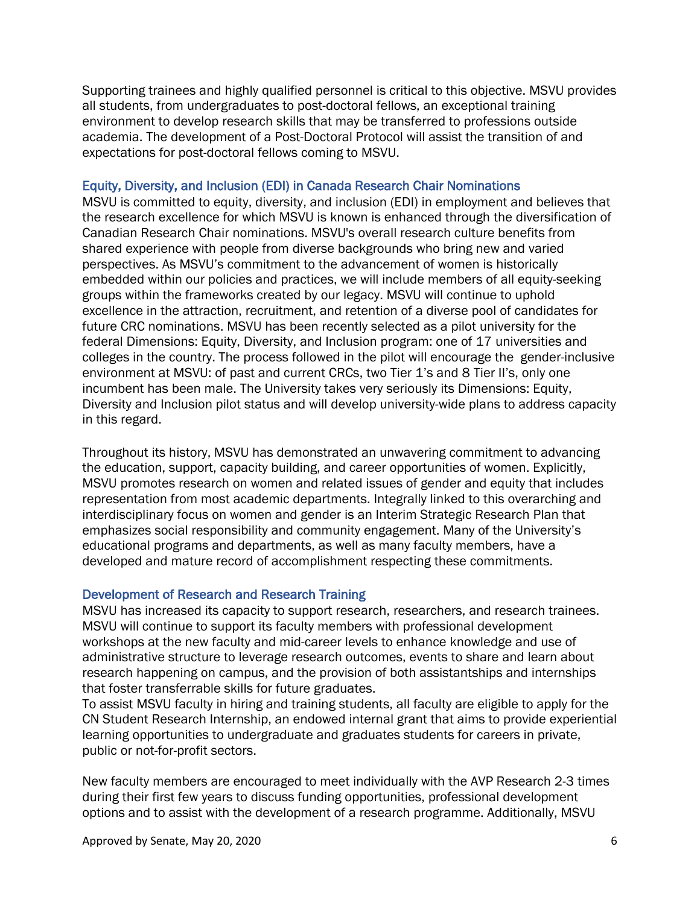Supporting trainees and highly qualified personnel is critical to this objective. MSVU provides all students, from undergraduates to post-doctoral fellows, an exceptional training environment to develop research skills that may be transferred to professions outside academia. The development of a Post-Doctoral Protocol will assist the transition of and expectations for post-doctoral fellows coming to MSVU.

### Equity, Diversity, and Inclusion (EDI) in Canada Research Chair Nominations

MSVU is committed to equity, diversity, and inclusion (EDI) in employment and believes that the research excellence for which MSVU is known is enhanced through the diversification of Canadian Research Chair nominations. MSVU's overall research culture benefits from shared experience with people from diverse backgrounds who bring new and varied perspectives. As MSVU's commitment to the advancement of women is historically embedded within our policies and practices, we will include members of all equity-seeking groups within the frameworks created by our legacy. MSVU will continue to uphold excellence in the attraction, recruitment, and retention of a diverse pool of candidates for future CRC nominations. MSVU has been recently selected as a pilot university for the federal Dimensions: Equity, Diversity, and Inclusion program: one of 17 universities and colleges in the country. The process followed in the pilot will encourage the gender-inclusive environment at MSVU: of past and current CRCs, two Tier 1's and 8 Tier II's, only one incumbent has been male. The University takes very seriously its Dimensions: Equity, Diversity and Inclusion pilot status and will develop university-wide plans to address capacity in this regard.

Throughout its history, MSVU has demonstrated an unwavering commitment to advancing the education, support, capacity building, and career opportunities of women. Explicitly, MSVU promotes research on women and related issues of gender and equity that includes representation from most academic departments. Integrally linked to this overarching and interdisciplinary focus on women and gender is an Interim Strategic Research Plan that emphasizes social responsibility and community engagement. Many of the University's educational programs and departments, as well as many faculty members, have a developed and mature record of accomplishment respecting these commitments.

### Development of Research and Research Training

MSVU has increased its capacity to support research, researchers, and research trainees. MSVU will continue to support its faculty members with professional development workshops at the new faculty and mid-career levels to enhance knowledge and use of administrative structure to leverage research outcomes, events to share and learn about research happening on campus, and the provision of both assistantships and internships that foster transferrable skills for future graduates.
To assist MSVU faculty in hiring and training students, all faculty are eligible to apply for the CN Student Research Internship, an endowed internal grant that aims to provide experiential learning opportunities to undergraduate and graduates students for careers in private, public or not-for-profit sectors.

New faculty members are encouraged to meet individually with the AVP Research 2-3 times during their first few years to discuss funding opportunities, professional development options and to assist with the development of a research programme. Additionally, MSVU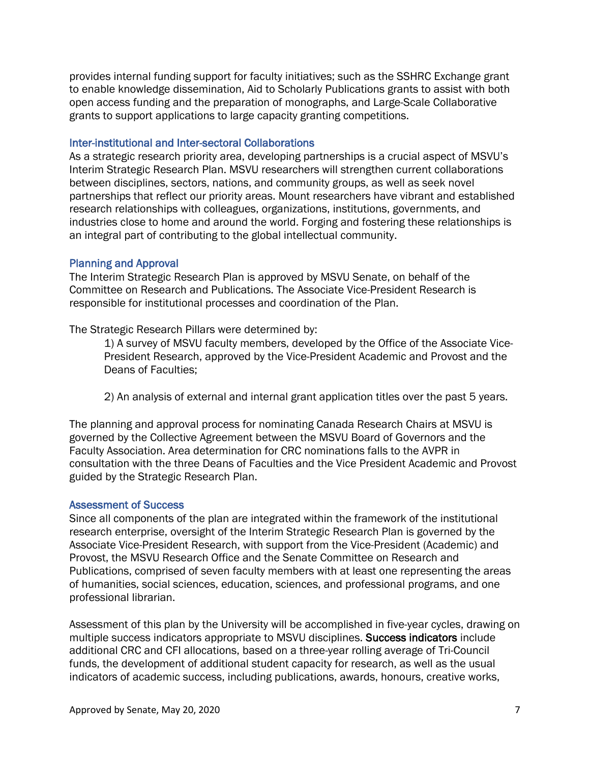provides internal funding support for faculty initiatives; such as the SSHRC Exchange grant to enable knowledge dissemination, Aid to Scholarly Publications grants to assist with both open access funding and the preparation of monographs, and Large-Scale Collaborative grants to support applications to large capacity granting competitions.

### Inter-institutional and Inter-sectoral Collaborations

As a strategic research priority area, developing partnerships is a crucial aspect of MSVU's Interim Strategic Research Plan. MSVU researchers will strengthen current collaborations between disciplines, sectors, nations, and community groups, as well as seek novel partnerships that reflect our priority areas. Mount researchers have vibrant and established research relationships with colleagues, organizations, institutions, governments, and industries close to home and around the world. Forging and fostering these relationships is an integral part of contributing to the global intellectual community.

### Planning and Approval

The Interim Strategic Research Plan is approved by MSVU Senate, on behalf of the Committee on Research and Publications. The Associate Vice-President Research is responsible for institutional processes and coordination of the Plan.

The Strategic Research Pillars were determined by:

1) A survey of MSVU faculty members, developed by the Office of the Associate Vice-President Research, approved by the Vice-President Academic and Provost and the Deans of Faculties;

2) An analysis of external and internal grant application titles over the past 5 years.

The planning and approval process for nominating Canada Research Chairs at MSVU is governed by the Collective Agreement between the MSVU Board of Governors and the Faculty Association. Area determination for CRC nominations falls to the AVPR in consultation with the three Deans of Faculties and the Vice President Academic and Provost guided by the Strategic Research Plan.

### Assessment of Success

Since all components of the plan are integrated within the framework of the institutional research enterprise, oversight of the Interim Strategic Research Plan is governed by the Associate Vice-President Research, with support from the Vice-President (Academic) and Provost, the MSVU Research Office and the Senate Committee on Research and Publications, comprised of seven faculty members with at least one representing the areas of humanities, social sciences, education, sciences, and professional programs, and one professional librarian.

Assessment of this plan by the University will be accomplished in five-year cycles, drawing on multiple success indicators appropriate to MSVU disciplines. **Success indicators** include additional CRC and CFI allocations, based on a three-year rolling average of Tri-Council funds, the development of additional student capacity for research, as well as the usual indicators of academic success, including publications, awards, honours, creative works,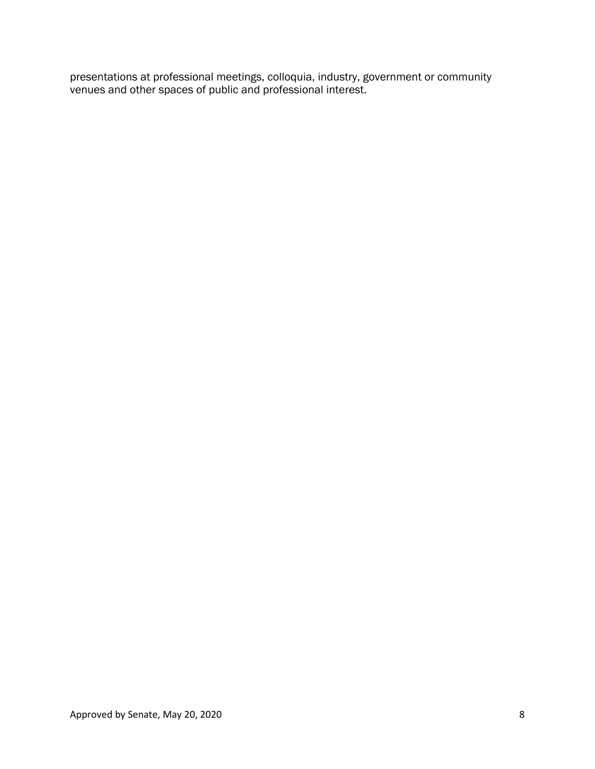presentations at professional meetings, colloquia, industry, government or community venues and other spaces of public and professional interest.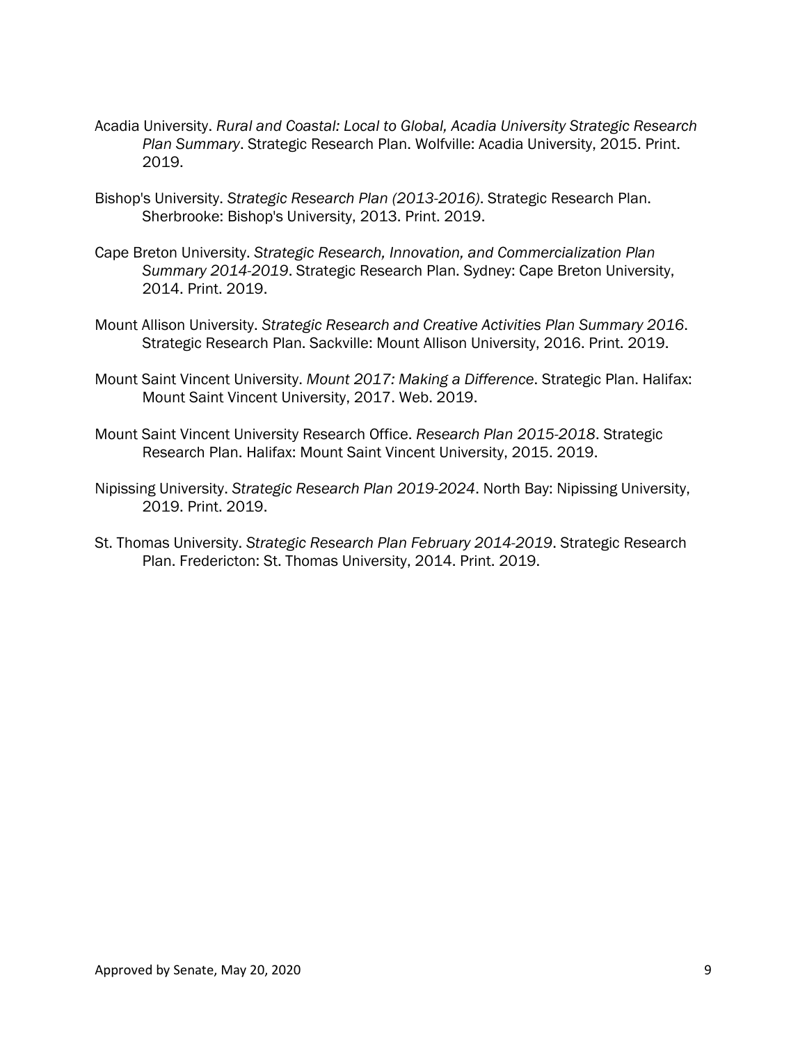Acadia University. *Rural and Coastal: Local to Global, Acadia University Strategic Research Plan Summary*. Strategic Research Plan. Wolfville: Acadia University, 2015. Print. 2019.

Bishop's University. *Strategic Research Plan (2013-2016)*. Strategic Research Plan. Sherbrooke: Bishop's University, 2013. Print. 2019.

Cape Breton University. *Strategic Research, Innovation, and Commercialization Plan Summary 2014-2019*. Strategic Research Plan. Sydney: Cape Breton University, 2014. Print. 2019.

Mount Allison University. *Strategic Research and Creative Activities Plan Summary 2016*. Strategic Research Plan. Sackville: Mount Allison University, 2016. Print. 2019.

Mount Saint Vincent University. *Mount 2017: Making a Difference*. Strategic Plan. Halifax: Mount Saint Vincent University, 2017. Web. 2019.

Mount Saint Vincent University Research Office. *Research Plan 2015-2018*. Strategic Research Plan. Halifax: Mount Saint Vincent University, 2015. 2019.

Nipissing University. *Strategic Research Plan 2019-2024*. North Bay: Nipissing University, 2019. Print. 2019.

St. Thomas University. *Strategic Research Plan February 2014-2019*. Strategic Research Plan. Fredericton: St. Thomas University, 2014. Print. 2019.

Approved by Senate, May 20, 2020